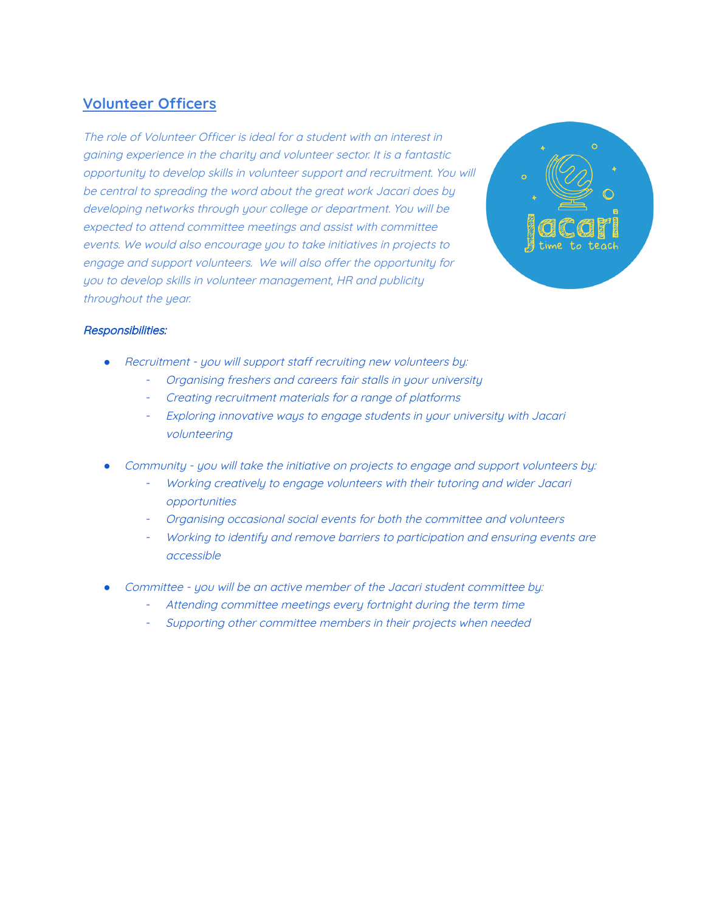## Volunteer Officers

*The role of Volunteer Officer is ideal for a student with an interest in gaining experience in the charity and volunteer sector. It is a fantastic opportunity to develop skills in volunteer support and recruitment. You will be central to spreading the word about the great work Jacari does by developing networks through your college or department. You will be expected to attend committee meetings and assist with committee events. We would also encourage you to take initiatives in projects to engage and support volunteers. We will also offer the opportunity for you to develop skills in volunteer management, HR and publicity throughout the year.*

***Responsibilities:***

- *Recruitment - you will support staff recruiting new volunteers by:*
  - *Organising freshers and careers fair stalls in your university*
  - *Creating recruitment materials for a range of platforms*
  - *Exploring innovative ways to engage students in your university with Jacari volunteering*
- *Community - you will take the initiative on projects to engage and support volunteers by:*
  - *Working creatively to engage volunteers with their tutoring and wider Jacari opportunities*
  - *Organising occasional social events for both the committee and volunteers*
  - *Working to identify and remove barriers to participation and ensuring events are accessible*
- *Committee - you will be an active member of the Jacari student committee by:*
  - *Attending committee meetings every fortnight during the term time*
  - *Supporting other committee members in their projects when needed*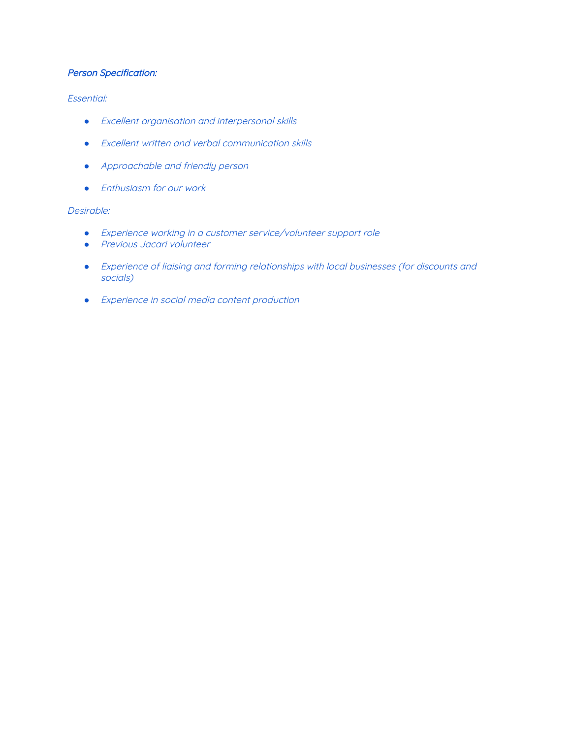***Person Specification:***

*Essential:*

- *Excellent organisation and interpersonal skills*
- *Excellent written and verbal communication skills*
- *Approachable and friendly person*
- *Enthusiasm for our work*

*Desirable:*

- *Experience working in a customer service/volunteer support role*
- *Previous Jacari volunteer*
- *Experience of liaising and forming relationships with local businesses (for discounts and socials)*
- *Experience in social media content production*